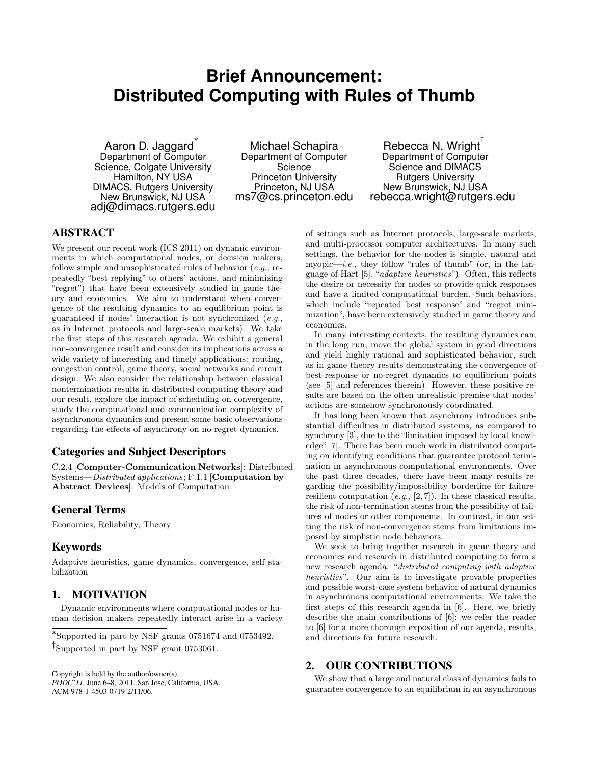# Brief Announcement: Distributed Computing with Rules of Thumb

Aaron D. Jaggard[*]
Department of Computer Science, Colgate University
Hamilton, NY USA
DIMACS, Rutgers University
New Brunswick, NJ USA
adj@dimacs.rutgers.edu

Michael Schapira
Department of Computer Science
Princeton University
Princeton, NJ USA
ms7@cs.princeton.edu

Rebecca N. Wright[†]
Department of Computer Science and DIMACS
Rutgers University
New Brunswick, NJ USA
rebecca.wright@rutgers.edu

## ABSTRACT

We present our recent work (ICS 2011) on dynamic environments in which computational nodes, or decision makers, follow simple and unsophisticated rules of behavior (*e.g.*, repeatedly "best replying" to others' actions, and minimizing "regret") that have been extensively studied in game theory and economics. We aim to understand when convergence of the resulting dynamics to an equilibrium point is guaranteed if nodes' interaction is not synchronized (*e.g.*, as in Internet protocols and large-scale markets). We take the first steps of this research agenda. We exhibit a general non-convergence result and consider its implications across a wide variety of interesting and timely applications: routing, congestion control, game theory, social networks and circuit design. We also consider the relationship between classical nontermination results in distributed computing theory and our result, explore the impact of scheduling on convergence, study the computational and communication complexity of asynchronous dynamics and present some basic observations regarding the effects of asynchrony on no-regret dynamics.

### Categories and Subject Descriptors

C.2.4 [**Computer-Communication Networks**]: Distributed Systems—*Distributed applications*; F.1.1 [**Computation by Abstract Devices**]: Models of Computation

### General Terms

Economics, Reliability, Theory

### Keywords

Adaptive heuristics, game dynamics, convergence, self stabilization

## 1. MOTIVATION

Dynamic environments where computational nodes or human decision makers repeatedly interact arise in a variety of settings such as Internet protocols, large-scale markets, and multi-processor computer architectures. In many such settings, the behavior for the nodes is simple, natural and myopic—*i.e.*, they follow "rules of thumb" (or, in the language of Hart [5], "*adaptive heuristics*"). Often, this reflects the desire or necessity for nodes to provide quick responses and have a limited computational burden. Such behaviors, which include "repeated best response" and "regret minimization", have been extensively studied in game theory and economics.

In many interesting contexts, the resulting dynamics can, in the long run, move the global system in good directions and yield highly rational and sophisticated behavior, such as in game theory results demonstrating the convergence of best-response or no-regret dynamics to equilibrium points (see [5] and references therein). However, these positive results are based on the often unrealistic premise that nodes' actions are somehow synchronously coordinated.

It has long been known that asynchrony introduces substantial difficulties in distributed systems, as compared to synchrony [3], due to the "limitation imposed by local knowledge" [7]. There has been much work in distributed computing on identifying conditions that guarantee protocol termination in asynchronous computational environments. Over the past three decades, there have been many results regarding the possibility/impossibility borderline for failure-resilient computation (*e.g.*, [2, 7]). In these classical results, the risk of non-termination stems from the possibility of failures of nodes or other components. In contrast, in our setting the risk of non-convergence stems from limitations imposed by simplistic node behaviors.

We seek to bring together research in game theory and economics and research in distributed computing to form a new research agenda: "*distributed computing with adaptive heuristics*". Our aim is to investigate provable properties and possible worst-case system behavior of natural dynamics in asynchronous computational environments. We take the first steps of this research agenda in [6]. Here, we briefly describe the main contributions of [6]; we refer the reader to [6] for a more thorough exposition of our agenda, results, and directions for future research.

## 2. OUR CONTRIBUTIONS

We show that a large and natural class of dynamics fails to guarantee convergence to an equilibrium in an asynchronous

[*]Supported in part by NSF grants 0751674 and 0753492.

[†]Supported in part by NSF grant 0753061.

Copyright is held by the author/owner(s).
*PODC'11,* June 6–8, 2011, San Jose, California, USA.
ACM 978-1-4503-0719-2/11/06.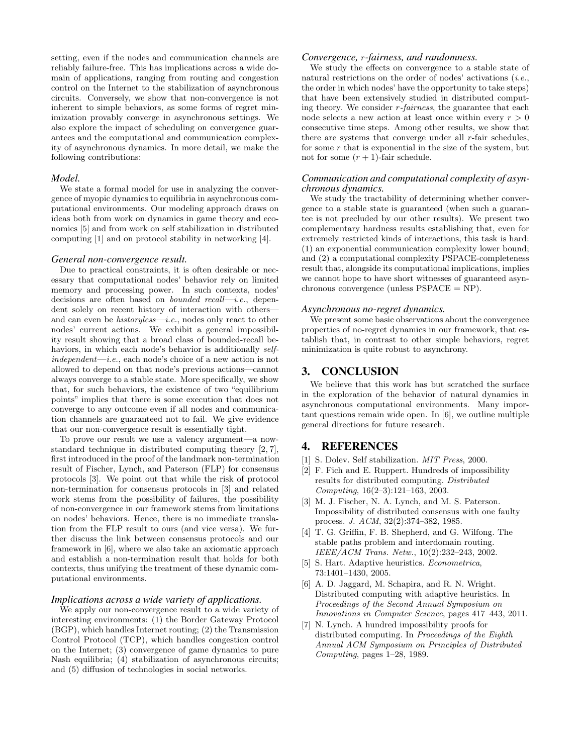setting, even if the nodes and communication channels are reliably failure-free. This has implications across a wide domain of applications, ranging from routing and congestion control on the Internet to the stabilization of asynchronous circuits. Conversely, we show that non-convergence is not inherent to simple behaviors, as some forms of regret minimization provably converge in asynchronous settings. We also explore the impact of scheduling on convergence guarantees and the computational and communication complexity of asynchronous dynamics. In more detail, we make the following contributions:

### *Model.*

We state a formal model for use in analyzing the convergence of myopic dynamics to equilibria in asynchronous computational environments. Our modeling approach draws on ideas both from work on dynamics in game theory and economics [5] and from work on self stabilization in distributed computing [1] and on protocol stability in networking [4].

### *General non-convergence result.*

Due to practical constraints, it is often desirable or necessary that computational nodes' behavior rely on limited memory and processing power. In such contexts, nodes' decisions are often based on *bounded recall*—*i.e.*, dependent solely on recent history of interaction with others—and can even be *historyless*—*i.e.*, nodes only react to other nodes' current actions. We exhibit a general impossibility result showing that a broad class of bounded-recall behaviors, in which each node's behavior is additionally *self-independent*—*i.e.*, each node's choice of a new action is not allowed to depend on that node's previous actions—cannot always converge to a stable state. More specifically, we show that, for such behaviors, the existence of two "equilibrium points" implies that there is some execution that does not converge to any outcome even if all nodes and communication channels are guaranteed not to fail. We give evidence that our non-convergence result is essentially tight.

To prove our result we use a valency argument—a now-standard technique in distributed computing theory [2, 7], first introduced in the proof of the landmark non-termination result of Fischer, Lynch, and Paterson (FLP) for consensus protocols [3]. We point out that while the risk of protocol non-termination for consensus protocols in [3] and related work stems from the possibility of failures, the possibility of non-convergence in our framework stems from limitations on nodes' behaviors. Hence, there is no immediate translation from the FLP result to ours (and vice versa). We further discuss the link between consensus protocols and our framework in [6], where we also take an axiomatic approach and establish a non-termination result that holds for both contexts, thus unifying the treatment of these dynamic computational environments.

### *Implications across a wide variety of applications.*

We apply our non-convergence result to a wide variety of interesting environments: (1) the Border Gateway Protocol (BGP), which handles Internet routing; (2) the Transmission Control Protocol (TCP), which handles congestion control on the Internet; (3) convergence of game dynamics to pure Nash equilibria; (4) stabilization of asynchronous circuits; and (5) diffusion of technologies in social networks.

### *Convergence, $r$-fairness, and randomness.*

We study the effects on convergence to a stable state of natural restrictions on the order of nodes' activations (*i.e.*, the order in which nodes' have the opportunity to take steps) that have been extensively studied in distributed computing theory. We consider *$r$-fairness*, the guarantee that each node selects a new action at least once within every $r > 0$ consecutive time steps. Among other results, we show that there are systems that converge under all $r$-fair schedules, for some $r$ that is exponential in the size of the system, but not for some $(r + 1)$-fair schedule.

### *Communication and computational complexity of asynchronous dynamics.*

We study the tractability of determining whether convergence to a stable state is guaranteed (when such a guarantee is not precluded by our other results). We present two complementary hardness results establishing that, even for extremely restricted kinds of interactions, this task is hard: (1) an exponential communication complexity lower bound; and (2) a computational complexity PSPACE-completeness result that, alongside its computational implications, implies we cannot hope to have short witnesses of guaranteed asynchronous convergence (unless PSPACE = NP).

### *Asynchronous no-regret dynamics.*

We present some basic observations about the convergence properties of no-regret dynamics in our framework, that establish that, in contrast to other simple behaviors, regret minimization is quite robust to asynchrony.

## 3. CONCLUSION

We believe that this work has but scratched the surface in the exploration of the behavior of natural dynamics in asynchronous computational environments. Many important questions remain wide open. In [6], we outline multiple general directions for future research.

## 4. REFERENCES

[1] S. Dolev. Self stabilization. *MIT Press*, 2000.

[2] F. Fich and E. Ruppert. Hundreds of impossibility results for distributed computing. *Distributed Computing*, 16(2–3):121–163, 2003.

[3] M. J. Fischer, N. A. Lynch, and M. S. Paterson. Impossibility of distributed consensus with one faulty process. *J. ACM*, 32(2):374–382, 1985.

[4] T. G. Griffin, F. B. Shepherd, and G. Wilfong. The stable paths problem and interdomain routing. *IEEE/ACM Trans. Netw.*, 10(2):232–243, 2002.

[5] S. Hart. Adaptive heuristics. *Econometrica*, 73:1401–1430, 2005.

[6] A. D. Jaggard, M. Schapira, and R. N. Wright. Distributed computing with adaptive heuristics. In *Proceedings of the Second Annual Symposium on Innovations in Computer Science*, pages 417–443, 2011.

[7] N. Lynch. A hundred impossibility proofs for distributed computing. In *Proceedings of the Eighth Annual ACM Symposium on Principles of Distributed Computing*, pages 1–28, 1989.